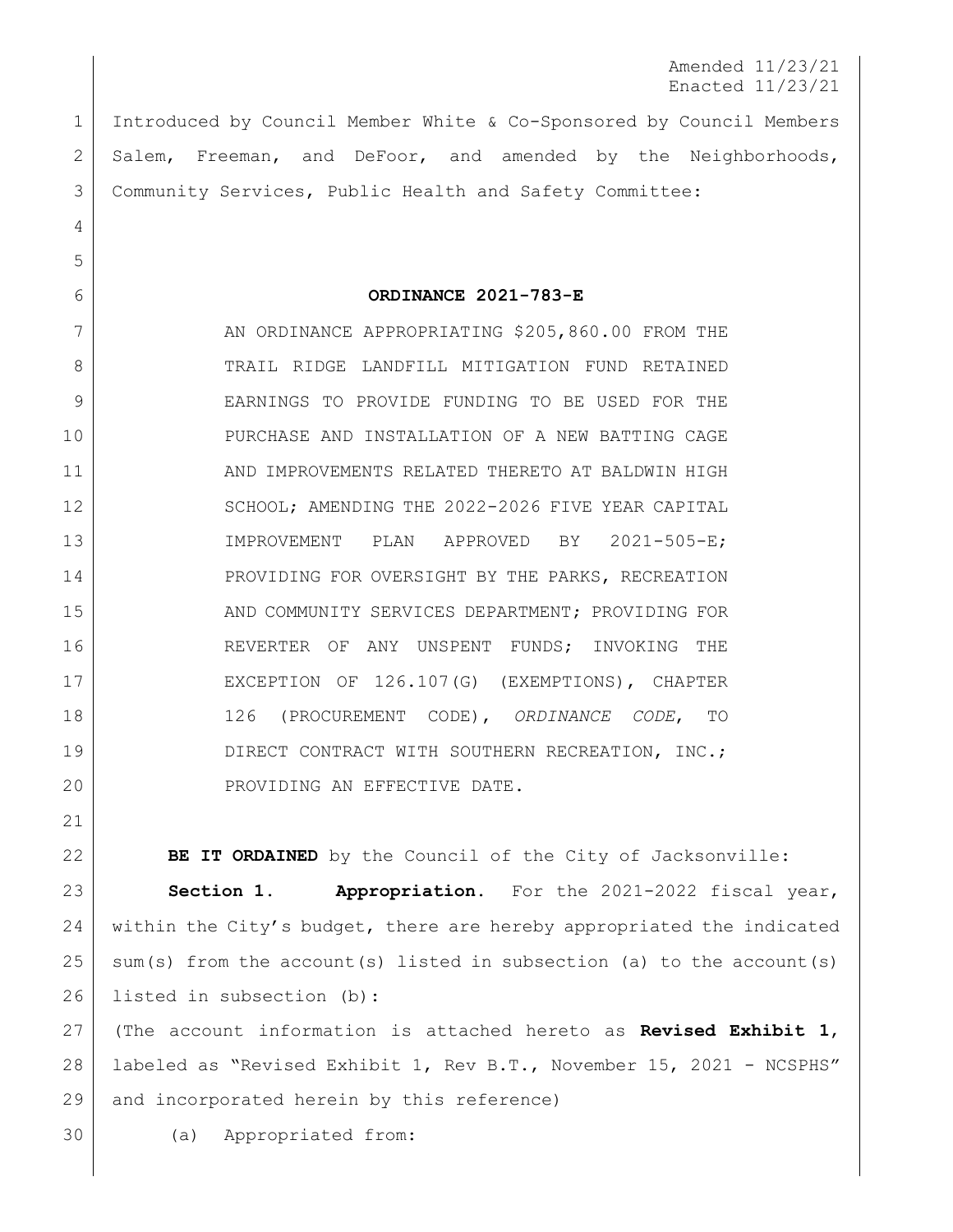Amended 11/23/21
Enacted 11/23/21

Introduced by Council Member White & Co-Sponsored by Council Members Salem, Freeman, and DeFoor, and amended by the Neighborhoods, Community Services, Public Health and Safety Committee:

# ORDINANCE 2021-783-E

AN ORDINANCE APPROPRIATING $205,860.00 FROM THE TRAIL RIDGE LANDFILL MITIGATION FUND RETAINED EARNINGS TO PROVIDE FUNDING TO BE USED FOR THE PURCHASE AND INSTALLATION OF A NEW BATTING CAGE AND IMPROVEMENTS RELATED THERETO AT BALDWIN HIGH SCHOOL; AMENDING THE 2022-2026 FIVE YEAR CAPITAL IMPROVEMENT PLAN APPROVED BY 2021-505-E; PROVIDING FOR OVERSIGHT BY THE PARKS, RECREATION AND COMMUNITY SERVICES DEPARTMENT; PROVIDING FOR REVERTER OF ANY UNSPENT FUNDS; INVOKING THE EXCEPTION OF 126.107(G) (EXEMPTIONS), CHAPTER 126 (PROCUREMENT CODE), *ORDINANCE CODE*, TO DIRECT CONTRACT WITH SOUTHERN RECREATION, INC.; PROVIDING AN EFFECTIVE DATE.

**BE IT ORDAINED** by the Council of the City of Jacksonville:

**Section 1. Appropriation.** For the 2021-2022 fiscal year, within the City's budget, there are hereby appropriated the indicated sum(s) from the account(s) listed in subsection (a) to the account(s) listed in subsection (b):

(The account information is attached hereto as **Revised Exhibit 1**, labeled as "Revised Exhibit 1, Rev B.T., November 15, 2021 - NCSPHS" and incorporated herein by this reference)

(a) Appropriated from: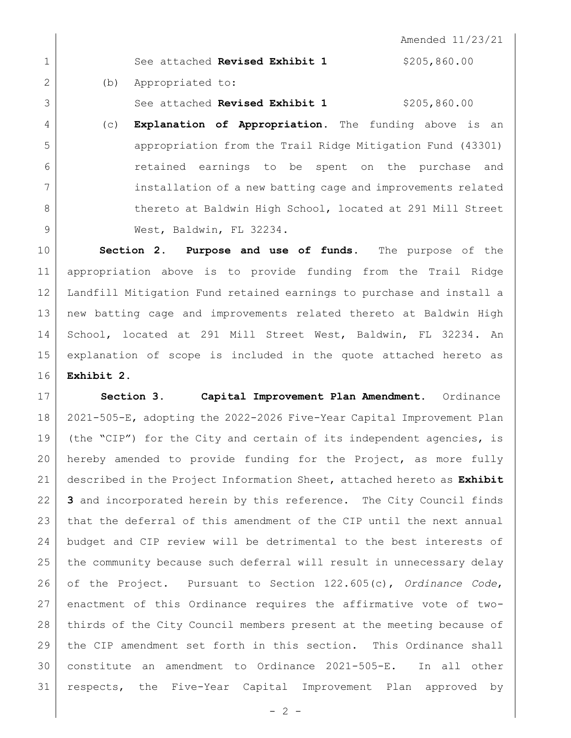Amended 11/23/21

See attached **Revised Exhibit 1** $205,860.00

(b) Appropriated to:

See attached **Revised Exhibit 1** $205,860.00

(c) **Explanation of Appropriation.** The funding above is an appropriation from the Trail Ridge Mitigation Fund (43301) retained earnings to be spent on the purchase and installation of a new batting cage and improvements related thereto at Baldwin High School, located at 291 Mill Street West, Baldwin, FL 32234.

**Section 2. Purpose and use of funds.** The purpose of the appropriation above is to provide funding from the Trail Ridge Landfill Mitigation Fund retained earnings to purchase and install a new batting cage and improvements related thereto at Baldwin High School, located at 291 Mill Street West, Baldwin, FL 32234. An explanation of scope is included in the quote attached hereto as **Exhibit 2.**

**Section 3. Capital Improvement Plan Amendment.** Ordinance 2021-505-E, adopting the 2022-2026 Five-Year Capital Improvement Plan (the "CIP") for the City and certain of its independent agencies, is hereby amended to provide funding for the Project, as more fully described in the Project Information Sheet, attached hereto as **Exhibit 3** and incorporated herein by this reference. The City Council finds that the deferral of this amendment of the CIP until the next annual budget and CIP review will be detrimental to the best interests of the community because such deferral will result in unnecessary delay of the Project. Pursuant to Section 122.605(c), *Ordinance Code*, enactment of this Ordinance requires the affirmative vote of two-thirds of the City Council members present at the meeting because of the CIP amendment set forth in this section. This Ordinance shall constitute an amendment to Ordinance 2021-505-E. In all other respects, the Five-Year Capital Improvement Plan approved by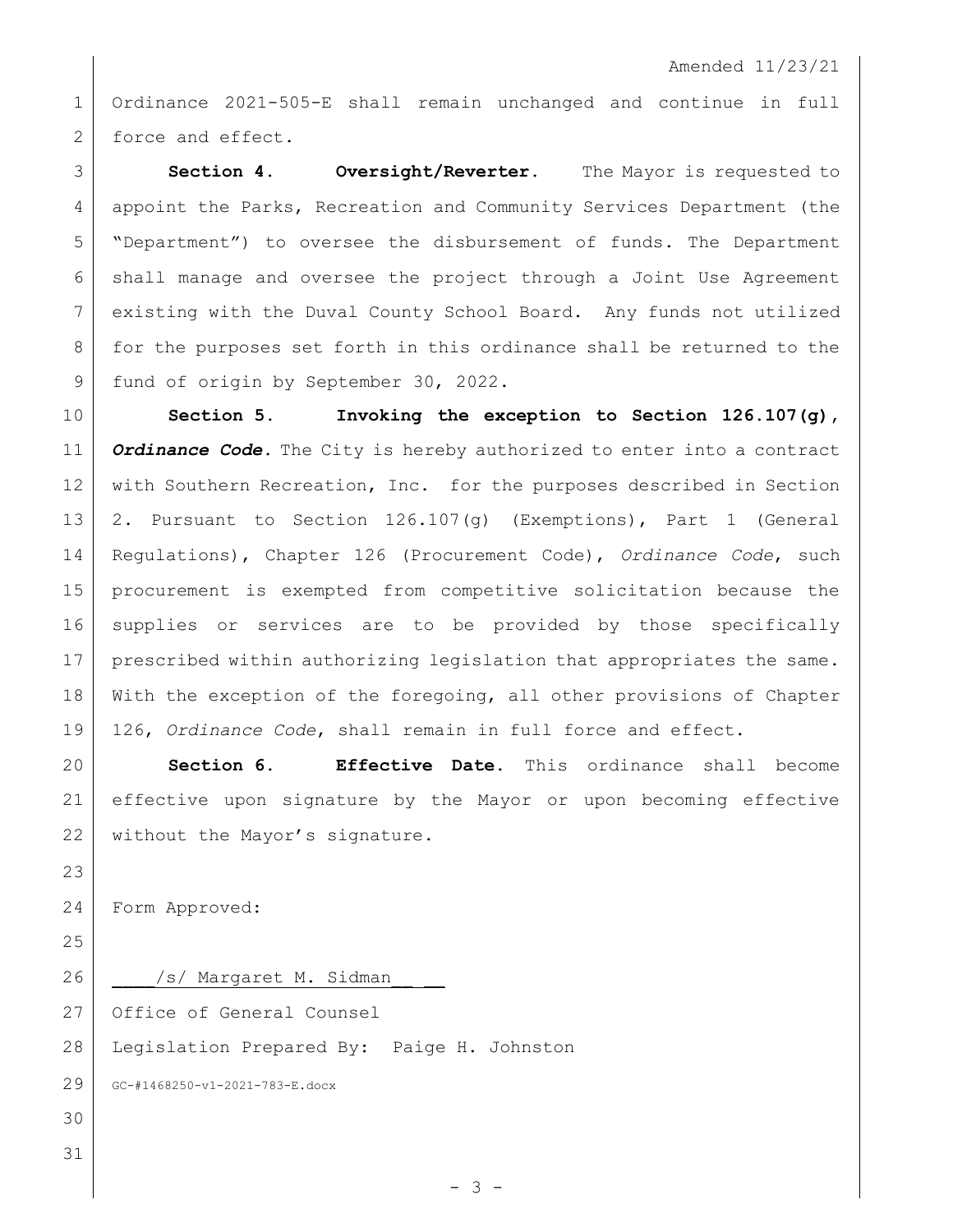Amended 11/23/21

Ordinance 2021-505-E shall remain unchanged and continue in full force and effect.

**Section 4. Oversight/Reverter.** The Mayor is requested to appoint the Parks, Recreation and Community Services Department (the "Department") to oversee the disbursement of funds. The Department shall manage and oversee the project through a Joint Use Agreement existing with the Duval County School Board. Any funds not utilized for the purposes set forth in this ordinance shall be returned to the fund of origin by September 30, 2022.

**Section 5. Invoking the exception to Section 126.107(g), *Ordinance Code*.** The City is hereby authorized to enter into a contract with Southern Recreation, Inc. for the purposes described in Section 2. Pursuant to Section 126.107(g) (Exemptions), Part 1 (General Regulations), Chapter 126 (Procurement Code), *Ordinance Code*, such procurement is exempted from competitive solicitation because the supplies or services are to be provided by those specifically prescribed within authorizing legislation that appropriates the same. With the exception of the foregoing, all other provisions of Chapter 126, *Ordinance Code*, shall remain in full force and effect.

**Section 6. Effective Date.** This ordinance shall become effective upon signature by the Mayor or upon becoming effective without the Mayor's signature.

Form Approved:

/s/ Margaret M. Sidman

Office of General Counsel

Legislation Prepared By: Paige H. Johnston

GC-#1468250-v1-2021-783-E.docx